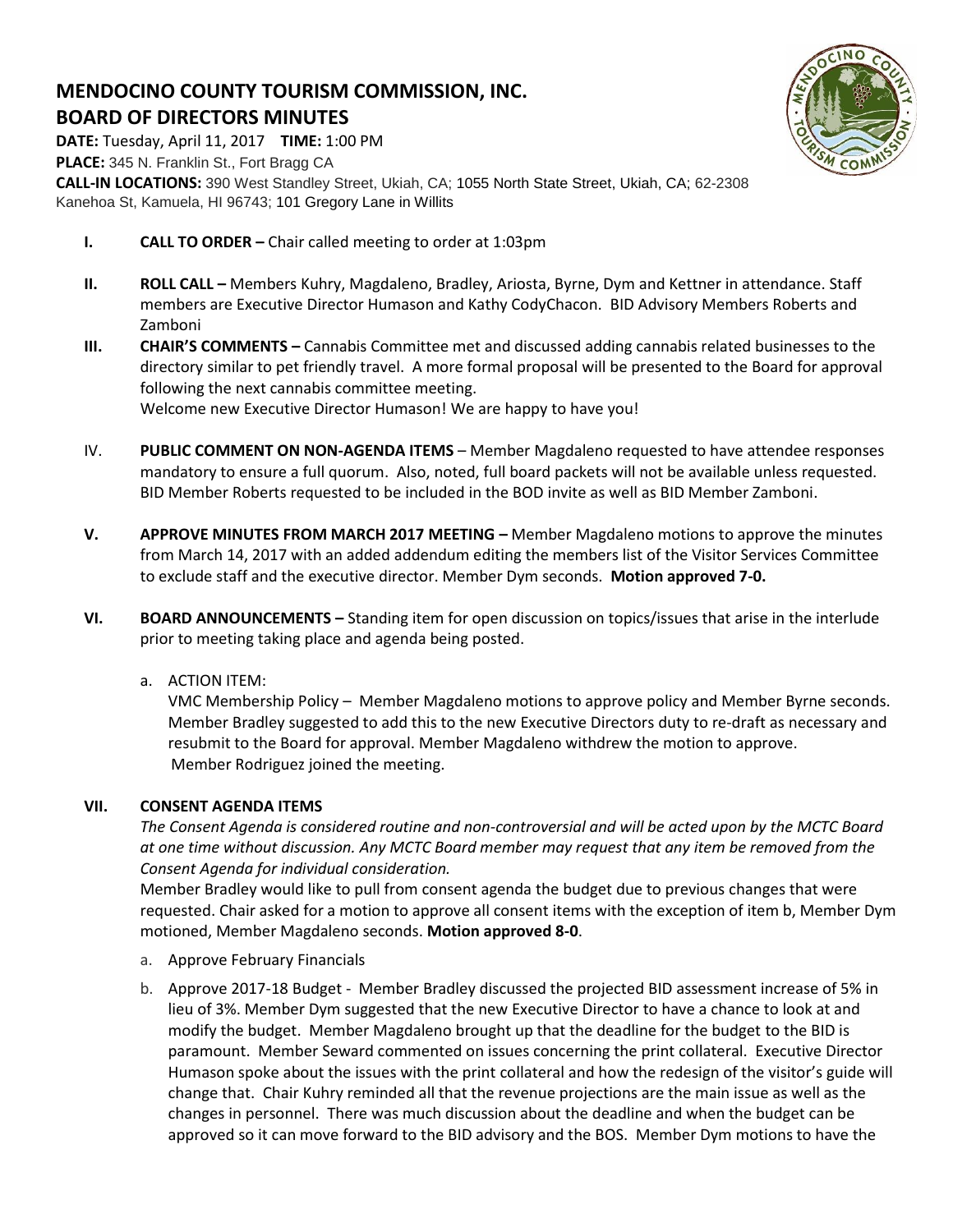# MENDOCINO COUNTY TOURISM COMMISSION, INC.
# BOARD OF DIRECTORS MINUTES

**DATE:** Tuesday, April 11, 2017 **TIME:** 1:00 PM
**PLACE:** 345 N. Franklin St., Fort Bragg CA
**CALL-IN LOCATIONS:** 390 West Standley Street, Ukiah, CA; 1055 North State Street, Ukiah, CA; 62-2308 Kanehoa St, Kamuela, HI 96743; 101 Gregory Lane in Willits

I. **CALL TO ORDER –** Chair called meeting to order at 1:03pm

II. **ROLL CALL –** Members Kuhry, Magdaleno, Bradley, Ariosta, Byrne, Dym and Kettner in attendance. Staff members are Executive Director Humason and Kathy CodyChacon. BID Advisory Members Roberts and Zamboni

III. **CHAIR'S COMMENTS –** Cannabis Committee met and discussed adding cannabis related businesses to the directory similar to pet friendly travel. A more formal proposal will be presented to the Board for approval following the next cannabis committee meeting.
Welcome new Executive Director Humason! We are happy to have you!

IV. **PUBLIC COMMENT ON NON-AGENDA ITEMS** – Member Magdaleno requested to have attendee responses mandatory to ensure a full quorum. Also, noted, full board packets will not be available unless requested. BID Member Roberts requested to be included in the BOD invite as well as BID Member Zamboni.

V. **APPROVE MINUTES FROM MARCH 2017 MEETING –** Member Magdaleno motions to approve the minutes from March 14, 2017 with an added addendum editing the members list of the Visitor Services Committee to exclude staff and the executive director. Member Dym seconds. **Motion approved 7-0.**

VI. **BOARD ANNOUNCEMENTS –** Standing item for open discussion on topics/issues that arise in the interlude prior to meeting taking place and agenda being posted.

a. ACTION ITEM:
VMC Membership Policy – Member Magdaleno motions to approve policy and Member Byrne seconds. Member Bradley suggested to add this to the new Executive Directors duty to re-draft as necessary and resubmit to the Board for approval. Member Magdaleno withdrew the motion to approve.
Member Rodriguez joined the meeting.

VII. **CONSENT AGENDA ITEMS**

*The Consent Agenda is considered routine and non-controversial and will be acted upon by the MCTC Board at one time without discussion. Any MCTC Board member may request that any item be removed from the Consent Agenda for individual consideration.*

Member Bradley would like to pull from consent agenda the budget due to previous changes that were requested. Chair asked for a motion to approve all consent items with the exception of item b, Member Dym motioned, Member Magdaleno seconds. **Motion approved 8-0**.

a. Approve February Financials

b. Approve 2017-18 Budget - Member Bradley discussed the projected BID assessment increase of 5% in lieu of 3%. Member Dym suggested that the new Executive Director to have a chance to look at and modify the budget. Member Magdaleno brought up that the deadline for the budget to the BID is paramount. Member Seward commented on issues concerning the print collateral. Executive Director Humason spoke about the issues with the print collateral and how the redesign of the visitor's guide will change that. Chair Kuhry reminded all that the revenue projections are the main issue as well as the changes in personnel. There was much discussion about the deadline and when the budget can be approved so it can move forward to the BID advisory and the BOS. Member Dym motions to have the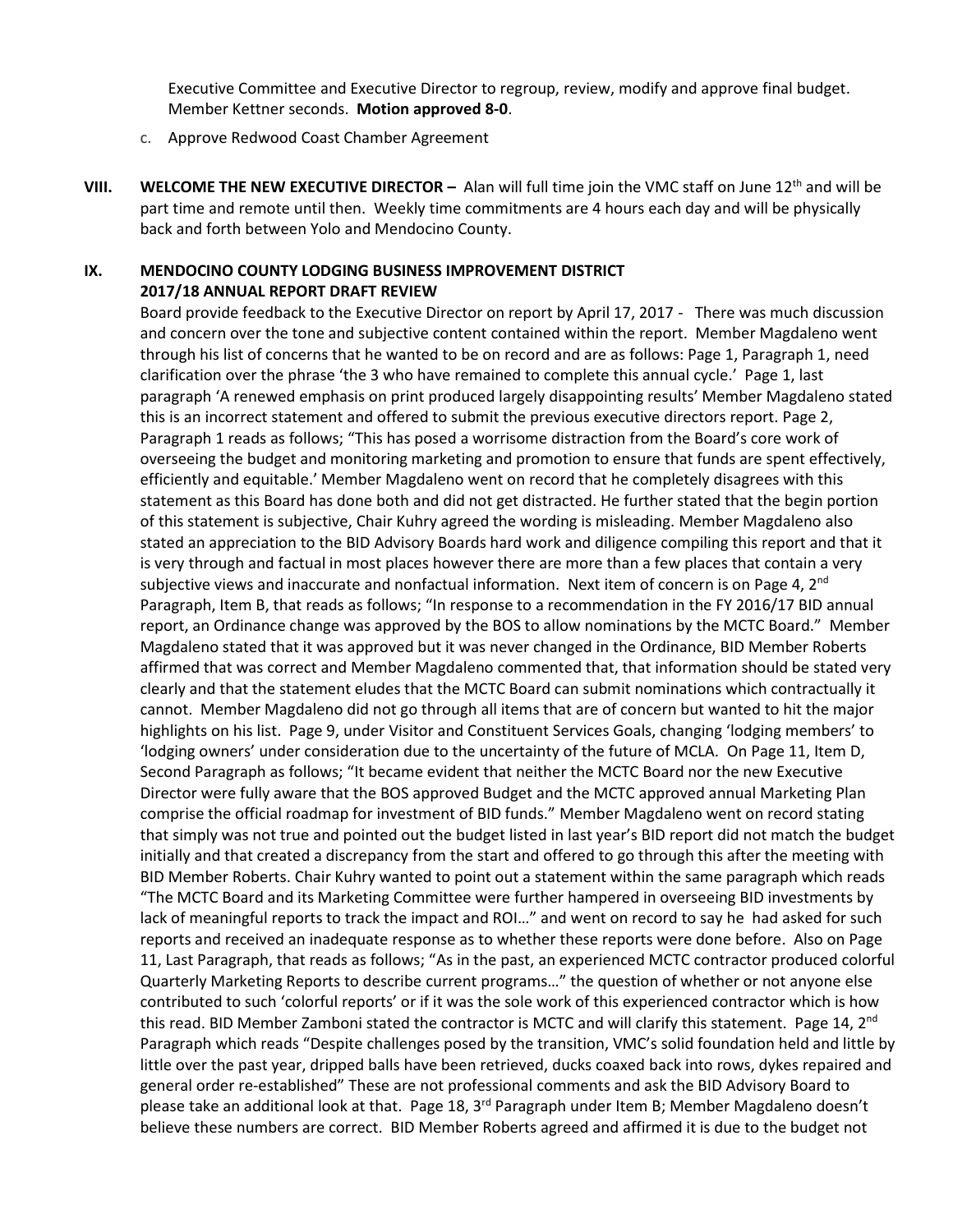Executive Committee and Executive Director to regroup, review, modify and approve final budget. Member Kettner seconds. **Motion approved 8-0**.

c. Approve Redwood Coast Chamber Agreement

**VIII. WELCOME THE NEW EXECUTIVE DIRECTOR –** Alan will full time join the VMC staff on June 12th and will be part time and remote until then. Weekly time commitments are 4 hours each day and will be physically back and forth between Yolo and Mendocino County.

**IX. MENDOCINO COUNTY LODGING BUSINESS IMPROVEMENT DISTRICT 2017/18 ANNUAL REPORT DRAFT REVIEW**

Board provide feedback to the Executive Director on report by April 17, 2017 - There was much discussion and concern over the tone and subjective content contained within the report. Member Magdaleno went through his list of concerns that he wanted to be on record and are as follows: Page 1, Paragraph 1, need clarification over the phrase 'the 3 who have remained to complete this annual cycle.' Page 1, last paragraph 'A renewed emphasis on print produced largely disappointing results' Member Magdaleno stated this is an incorrect statement and offered to submit the previous executive directors report. Page 2, Paragraph 1 reads as follows; "This has posed a worrisome distraction from the Board's core work of overseeing the budget and monitoring marketing and promotion to ensure that funds are spent effectively, efficiently and equitable.' Member Magdaleno went on record that he completely disagrees with this statement as this Board has done both and did not get distracted. He further stated that the begin portion of this statement is subjective, Chair Kuhry agreed the wording is misleading. Member Magdaleno also stated an appreciation to the BID Advisory Boards hard work and diligence compiling this report and that it is very through and factual in most places however there are more than a few places that contain a very subjective views and inaccurate and nonfactual information. Next item of concern is on Page 4, 2nd Paragraph, Item B, that reads as follows; "In response to a recommendation in the FY 2016/17 BID annual report, an Ordinance change was approved by the BOS to allow nominations by the MCTC Board." Member Magdaleno stated that it was approved but it was never changed in the Ordinance, BID Member Roberts affirmed that was correct and Member Magdaleno commented that, that information should be stated very clearly and that the statement eludes that the MCTC Board can submit nominations which contractually it cannot. Member Magdaleno did not go through all items that are of concern but wanted to hit the major highlights on his list. Page 9, under Visitor and Constituent Services Goals, changing 'lodging members' to 'lodging owners' under consideration due to the uncertainty of the future of MCLA. On Page 11, Item D, Second Paragraph as follows; "It became evident that neither the MCTC Board nor the new Executive Director were fully aware that the BOS approved Budget and the MCTC approved annual Marketing Plan comprise the official roadmap for investment of BID funds." Member Magdaleno went on record stating that simply was not true and pointed out the budget listed in last year's BID report did not match the budget initially and that created a discrepancy from the start and offered to go through this after the meeting with BID Member Roberts. Chair Kuhry wanted to point out a statement within the same paragraph which reads "The MCTC Board and its Marketing Committee were further hampered in overseeing BID investments by lack of meaningful reports to track the impact and ROI…" and went on record to say he had asked for such reports and received an inadequate response as to whether these reports were done before. Also on Page 11, Last Paragraph, that reads as follows; "As in the past, an experienced MCTC contractor produced colorful Quarterly Marketing Reports to describe current programs…" the question of whether or not anyone else contributed to such 'colorful reports' or if it was the sole work of this experienced contractor which is how this read. BID Member Zamboni stated the contractor is MCTC and will clarify this statement. Page 14, 2nd Paragraph which reads "Despite challenges posed by the transition, VMC's solid foundation held and little by little over the past year, dripped balls have been retrieved, ducks coaxed back into rows, dykes repaired and general order re-established" These are not professional comments and ask the BID Advisory Board to please take an additional look at that. Page 18, 3rd Paragraph under Item B; Member Magdaleno doesn't believe these numbers are correct. BID Member Roberts agreed and affirmed it is due to the budget not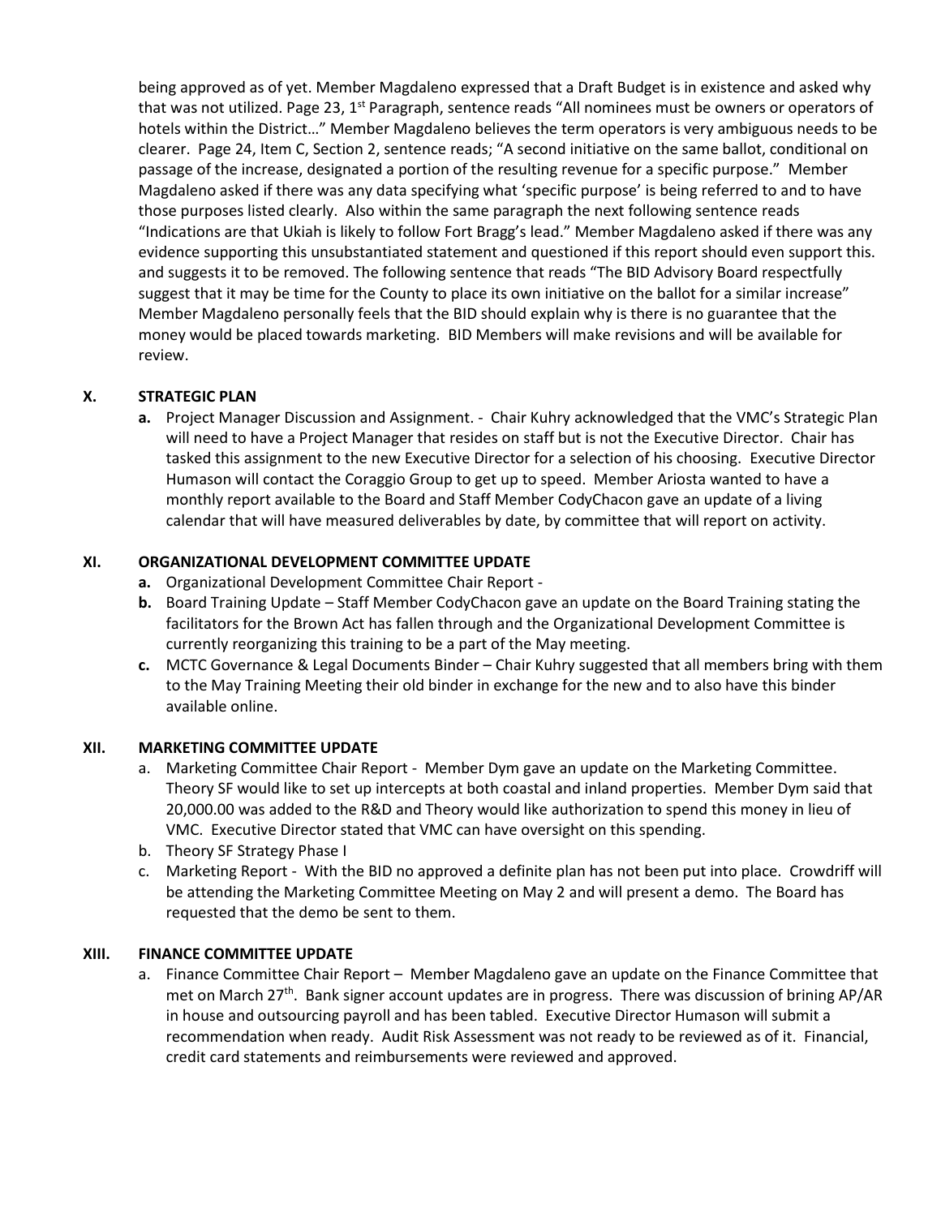being approved as of yet. Member Magdaleno expressed that a Draft Budget is in existence and asked why that was not utilized. Page 23, 1st Paragraph, sentence reads "All nominees must be owners or operators of hotels within the District…" Member Magdaleno believes the term operators is very ambiguous needs to be clearer. Page 24, Item C, Section 2, sentence reads; "A second initiative on the same ballot, conditional on passage of the increase, designated a portion of the resulting revenue for a specific purpose." Member Magdaleno asked if there was any data specifying what 'specific purpose' is being referred to and to have those purposes listed clearly. Also within the same paragraph the next following sentence reads "Indications are that Ukiah is likely to follow Fort Bragg's lead." Member Magdaleno asked if there was any evidence supporting this unsubstantiated statement and questioned if this report should even support this. and suggests it to be removed. The following sentence that reads "The BID Advisory Board respectfully suggest that it may be time for the County to place its own initiative on the ballot for a similar increase" Member Magdaleno personally feels that the BID should explain why is there is no guarantee that the money would be placed towards marketing. BID Members will make revisions and will be available for review.

## X. STRATEGIC PLAN

**a.** Project Manager Discussion and Assignment. - Chair Kuhry acknowledged that the VMC's Strategic Plan will need to have a Project Manager that resides on staff but is not the Executive Director. Chair has tasked this assignment to the new Executive Director for a selection of his choosing. Executive Director Humason will contact the Coraggio Group to get up to speed. Member Ariosta wanted to have a monthly report available to the Board and Staff Member CodyChacon gave an update of a living calendar that will have measured deliverables by date, by committee that will report on activity.

## XI. ORGANIZATIONAL DEVELOPMENT COMMITTEE UPDATE

**a.** Organizational Development Committee Chair Report -

**b.** Board Training Update – Staff Member CodyChacon gave an update on the Board Training stating the facilitators for the Brown Act has fallen through and the Organizational Development Committee is currently reorganizing this training to be a part of the May meeting.

**c.** MCTC Governance & Legal Documents Binder – Chair Kuhry suggested that all members bring with them to the May Training Meeting their old binder in exchange for the new and to also have this binder available online.

## XII. MARKETING COMMITTEE UPDATE

a. Marketing Committee Chair Report - Member Dym gave an update on the Marketing Committee. Theory SF would like to set up intercepts at both coastal and inland properties. Member Dym said that 20,000.00 was added to the R&D and Theory would like authorization to spend this money in lieu of VMC. Executive Director stated that VMC can have oversight on this spending.

b. Theory SF Strategy Phase I

c. Marketing Report - With the BID no approved a definite plan has not been put into place. Crowdriff will be attending the Marketing Committee Meeting on May 2 and will present a demo. The Board has requested that the demo be sent to them.

## XIII. FINANCE COMMITTEE UPDATE

a. Finance Committee Chair Report – Member Magdaleno gave an update on the Finance Committee that met on March 27th. Bank signer account updates are in progress. There was discussion of brining AP/AR in house and outsourcing payroll and has been tabled. Executive Director Humason will submit a recommendation when ready. Audit Risk Assessment was not ready to be reviewed as of it. Financial, credit card statements and reimbursements were reviewed and approved.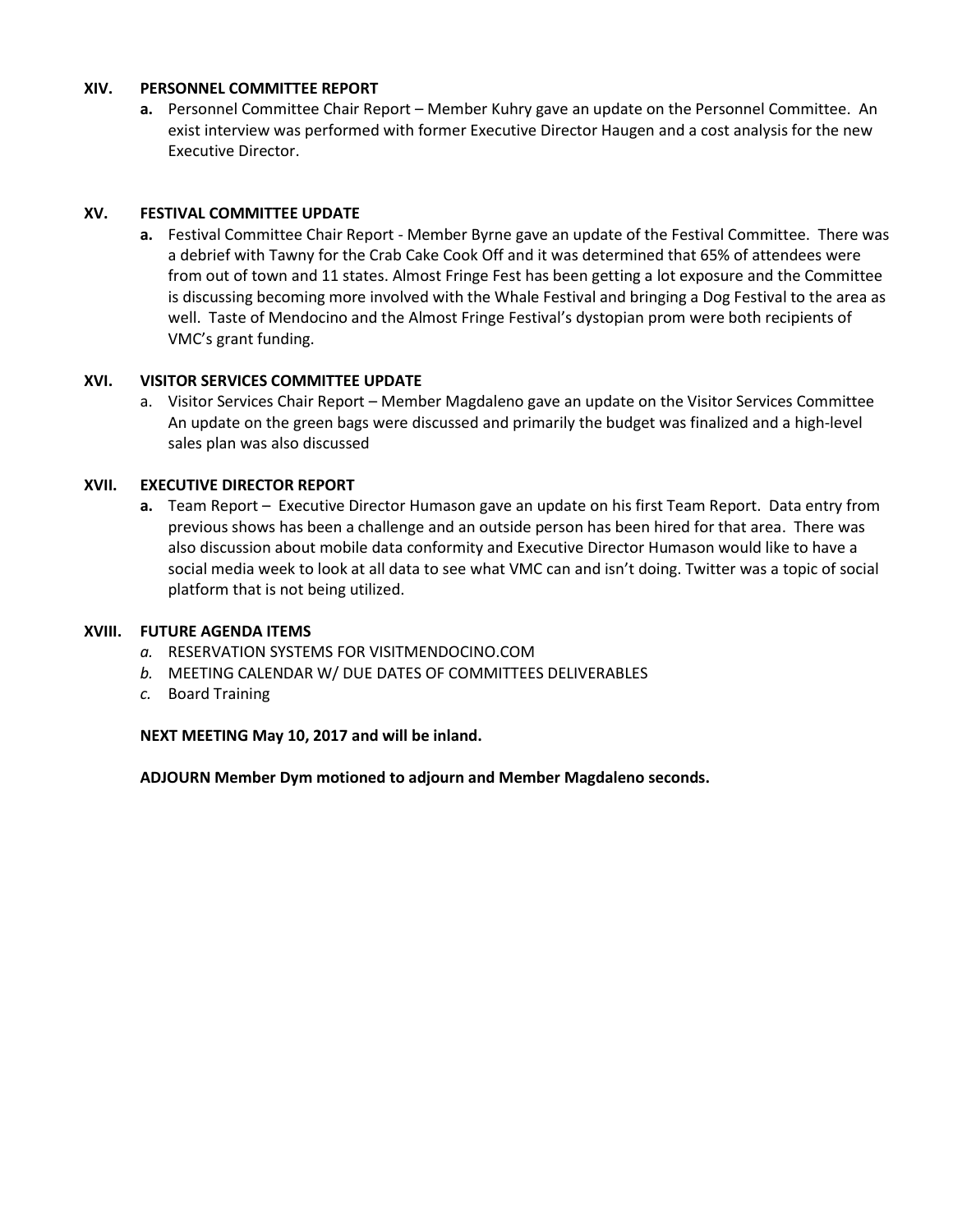## XIV. PERSONNEL COMMITTEE REPORT

**a.** Personnel Committee Chair Report – Member Kuhry gave an update on the Personnel Committee. An exist interview was performed with former Executive Director Haugen and a cost analysis for the new Executive Director.

## XV. FESTIVAL COMMITTEE UPDATE

**a.** Festival Committee Chair Report - Member Byrne gave an update of the Festival Committee. There was a debrief with Tawny for the Crab Cake Cook Off and it was determined that 65% of attendees were from out of town and 11 states. Almost Fringe Fest has been getting a lot exposure and the Committee is discussing becoming more involved with the Whale Festival and bringing a Dog Festival to the area as well. Taste of Mendocino and the Almost Fringe Festival's dystopian prom were both recipients of VMC's grant funding.

## XVI. VISITOR SERVICES COMMITTEE UPDATE

a. Visitor Services Chair Report – Member Magdaleno gave an update on the Visitor Services Committee An update on the green bags were discussed and primarily the budget was finalized and a high-level sales plan was also discussed

## XVII. EXECUTIVE DIRECTOR REPORT

**a.** Team Report – Executive Director Humason gave an update on his first Team Report. Data entry from previous shows has been a challenge and an outside person has been hired for that area. There was also discussion about mobile data conformity and Executive Director Humason would like to have a social media week to look at all data to see what VMC can and isn't doing. Twitter was a topic of social platform that is not being utilized.

## XVIII. FUTURE AGENDA ITEMS

*a.* RESERVATION SYSTEMS FOR VISITMENDOCINO.COM
*b.* MEETING CALENDAR W/ DUE DATES OF COMMITTEES DELIVERABLES
*c.* Board Training

**NEXT MEETING May 10, 2017 and will be inland.**

**ADJOURN Member Dym motioned to adjourn and Member Magdaleno seconds.**